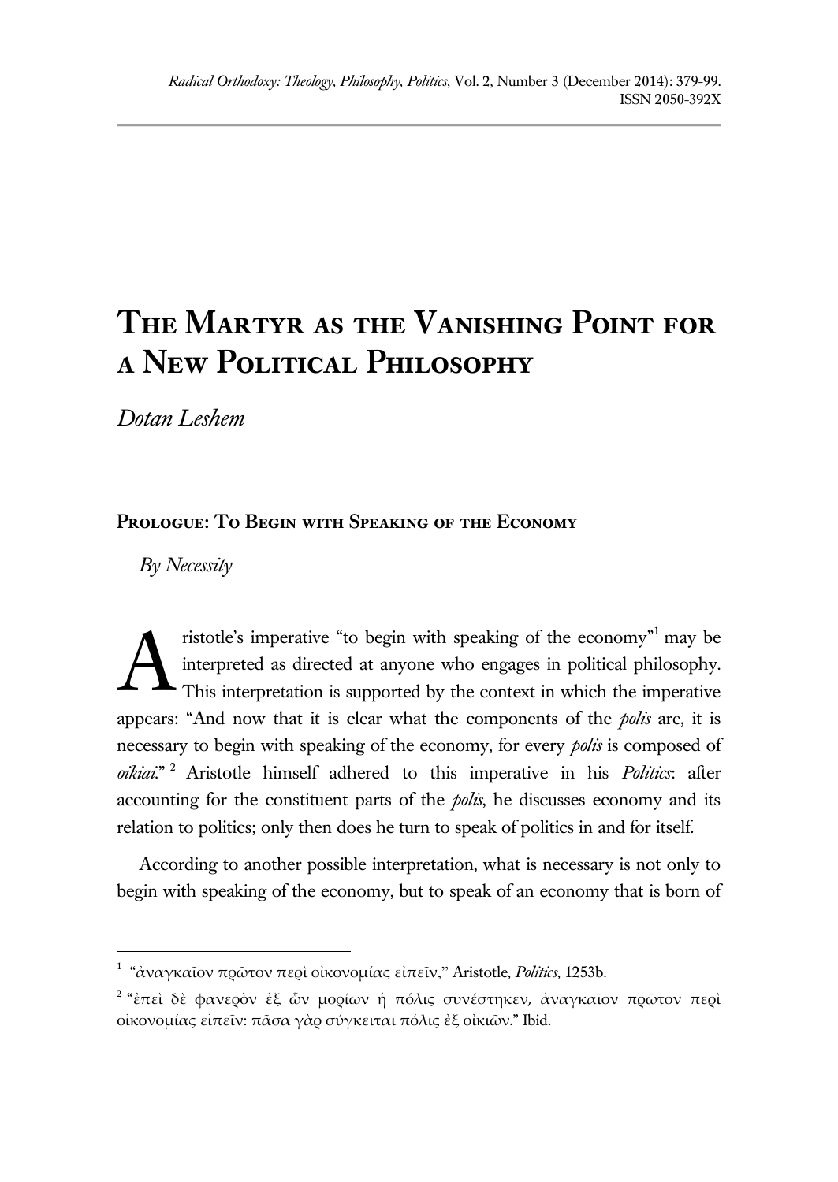# The Martyr as the Vanishing Point for a New Political Philosophy

*Dotan Leshem*

## Prologue: To Begin with Speaking of the Economy

### *By Necessity*

Aristotle's imperative "to begin with speaking of the economy"[1] may be interpreted as directed at anyone who engages in political philosophy. This interpretation is supported by the context in which the imperative appears: "And now that it is clear what the components of the *polis* are, it is necessary to begin with speaking of the economy, for every *polis* is composed of *oikiai*."[2] Aristotle himself adhered to this imperative in his *Politics*: after accounting for the constituent parts of the *polis*, he discusses economy and its relation to politics; only then does he turn to speak of politics in and for itself.

According to another possible interpretation, what is necessary is not only to begin with speaking of the economy, but to speak of an economy that is born of

---

[1] "ἀναγκαῖον πρῶτον περὶ οἰκονομίας εἰπεῖν," Aristotle, *Politics*, 1253b.

[2] "ἐπεὶ δὲ φανερὸν ἐξ ὧν μορίων ἡ πόλις συνέστηκεν, ἀναγκαῖον πρῶτον περὶ οἰκονομίας εἰπεῖν: πᾶσα γὰρ σύγκειται πόλις ἐξ οἰκιῶν." Ibid.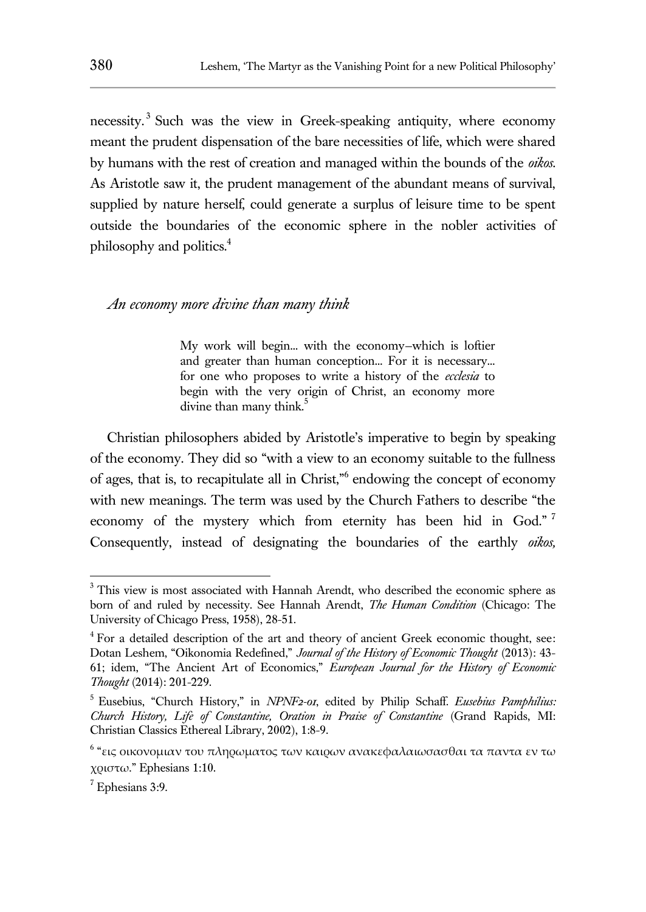necessity.[3] Such was the view in Greek-speaking antiquity, where economy meant the prudent dispensation of the bare necessities of life, which were shared by humans with the rest of creation and managed within the bounds of the *oikos*. As Aristotle saw it, the prudent management of the abundant means of survival, supplied by nature herself, could generate a surplus of leisure time to be spent outside the boundaries of the economic sphere in the nobler activities of philosophy and politics.[4]

## *An economy more divine than many think*

> My work will begin... with the economy–which is loftier and greater than human conception... For it is necessary... for one who proposes to write a history of the *ecclesia* to begin with the very origin of Christ, an economy more divine than many think.[5]

Christian philosophers abided by Aristotle's imperative to begin by speaking of the economy. They did so "with a view to an economy suitable to the fullness of ages, that is, to recapitulate all in Christ,"[6] endowing the concept of economy with new meanings. The term was used by the Church Fathers to describe "the economy of the mystery which from eternity has been hid in God."[7] Consequently, instead of designating the boundaries of the earthly *oikos,*

---

[3] This view is most associated with Hannah Arendt, who described the economic sphere as born of and ruled by necessity. See Hannah Arendt, *The Human Condition* (Chicago: The University of Chicago Press, 1958), 28-51.

[4] For a detailed description of the art and theory of ancient Greek economic thought, see: Dotan Leshem, "Oikonomia Redefined," *Journal of the History of Economic Thought* (2013): 43-61; idem, "The Ancient Art of Economics," *European Journal for the History of Economic Thought* (2014): 201-229.

[5] Eusebius, "Church History," in *NPNF2-01*, edited by Philip Schaff. *Eusebius Pamphilius: Church History, Life of Constantine, Oration in Praise of Constantine* (Grand Rapids, MI: Christian Classics Ethereal Library, 2002), 1:8-9.

[6] "εις οικονομιαν του πληρωματος των καιρων ανακεφαλαιωσασθαι τα παντα εν τω χριστω." Ephesians 1:10.

[7] Ephesians 3:9.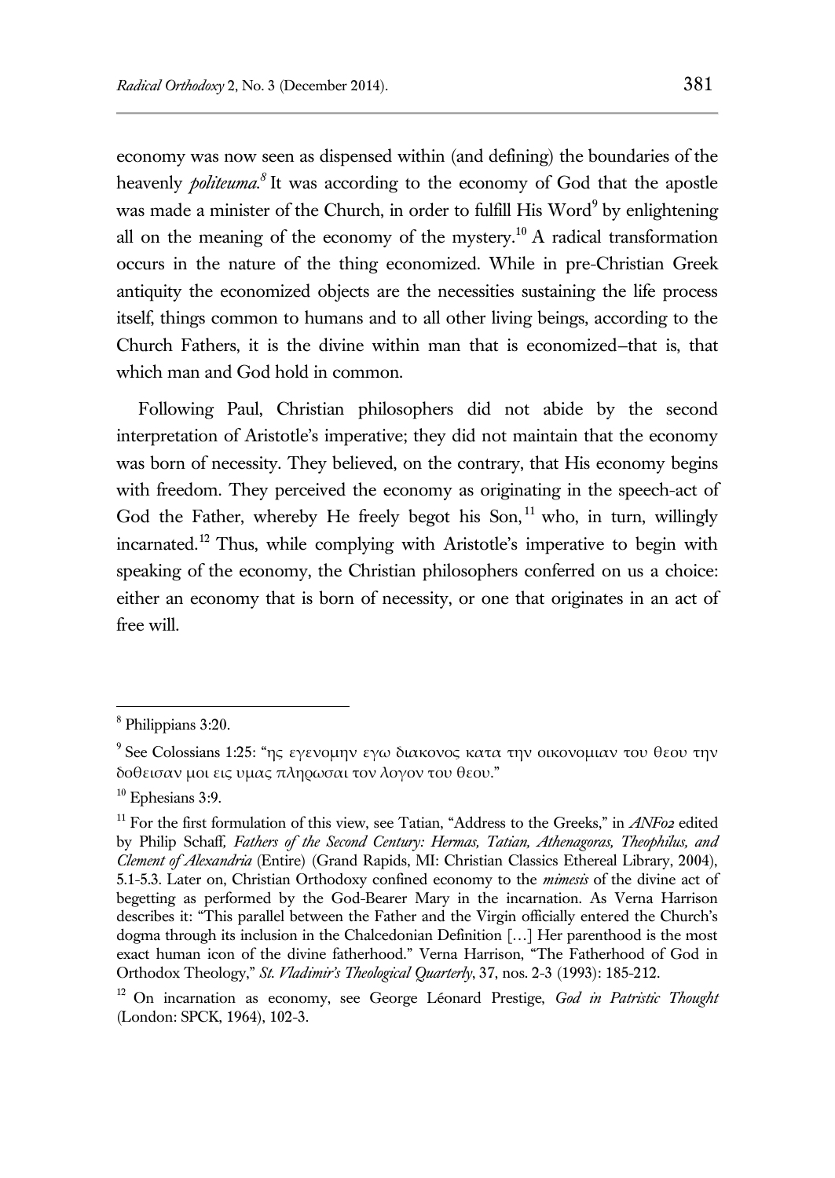economy was now seen as dispensed within (and defining) the boundaries of the heavenly *politeuma*.[8] It was according to the economy of God that the apostle was made a minister of the Church, in order to fulfill His Word[9] by enlightening all on the meaning of the economy of the mystery.[10] A radical transformation occurs in the nature of the thing economized. While in pre-Christian Greek antiquity the economized objects are the necessities sustaining the life process itself, things common to humans and to all other living beings, according to the Church Fathers, it is the divine within man that is economized–that is, that which man and God hold in common.

Following Paul, Christian philosophers did not abide by the second interpretation of Aristotle's imperative; they did not maintain that the economy was born of necessity. They believed, on the contrary, that His economy begins with freedom. They perceived the economy as originating in the speech-act of God the Father, whereby He freely begot his Son,[11] who, in turn, willingly incarnated.[12] Thus, while complying with Aristotle's imperative to begin with speaking of the economy, the Christian philosophers conferred on us a choice: either an economy that is born of necessity, or one that originates in an act of free will.

---

[8] Philippians 3:20.

[9] See Colossians 1:25: "ης εγενομην εγω διακονος κατα την οικονομιαν του θεου την δοθεισαν μοι εις υμας πληρωσαι τον λογον του θεου."

[10] Ephesians 3:9.

[11] For the first formulation of this view, see Tatian, "Address to the Greeks," in *ANF02* edited by Philip Schaff, *Fathers of the Second Century: Hermas, Tatian, Athenagoras, Theophilus, and Clement of Alexandria* (Entire) (Grand Rapids, MI: Christian Classics Ethereal Library, 2004), 5.1-5.3. Later on, Christian Orthodoxy confined economy to the *mimesis* of the divine act of begetting as performed by the God-Bearer Mary in the incarnation. As Verna Harrison describes it: "This parallel between the Father and the Virgin officially entered the Church's dogma through its inclusion in the Chalcedonian Definition […] Her parenthood is the most exact human icon of the divine fatherhood." Verna Harrison, "The Fatherhood of God in Orthodox Theology," *St. Vladimir's Theological Quarterly*, 37, nos. 2-3 (1993): 185-212.

[12] On incarnation as economy, see George Léonard Prestige, *God in Patristic Thought* (London: SPCK, 1964), 102-3.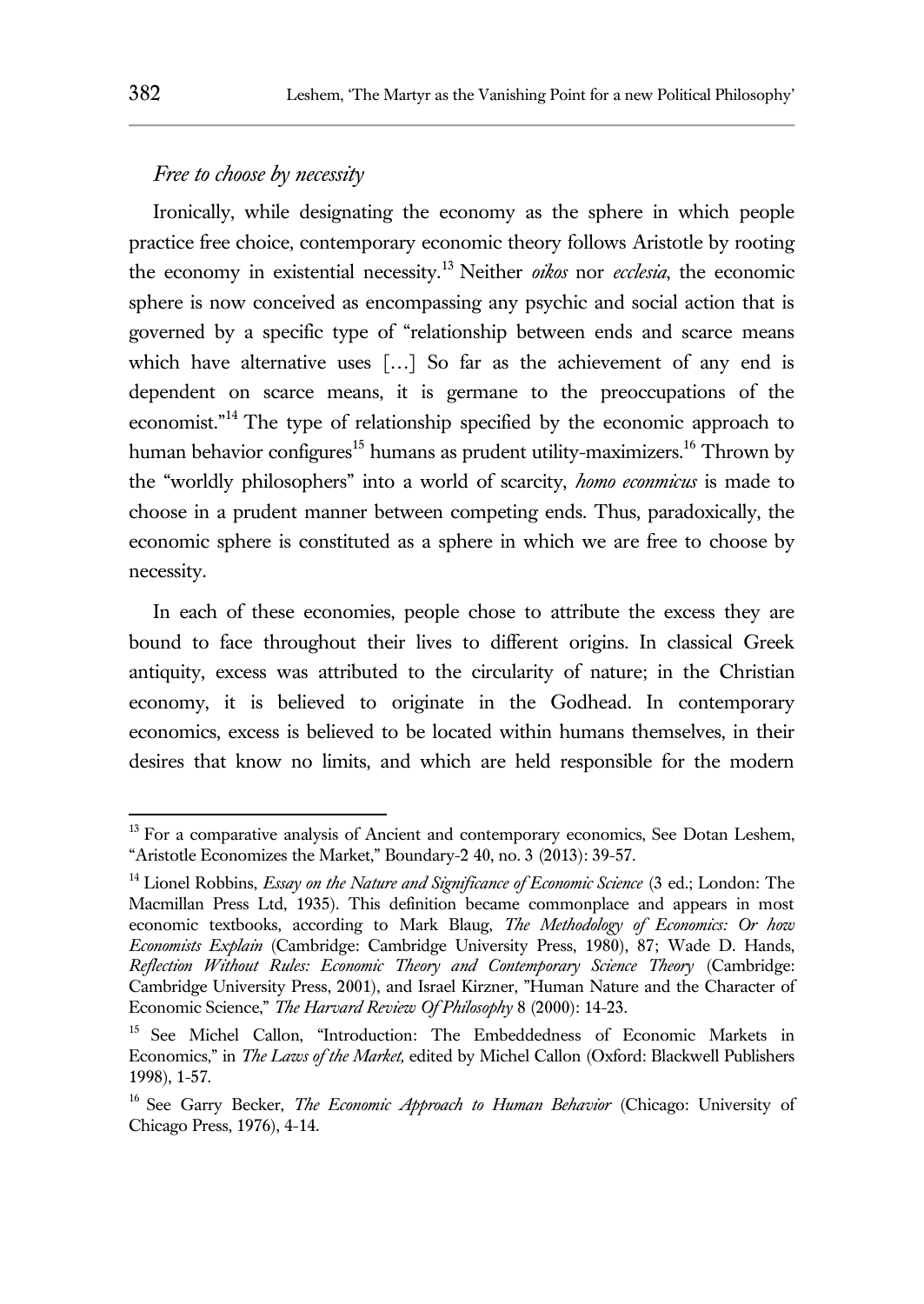### *Free to choose by necessity*

Ironically, while designating the economy as the sphere in which people practice free choice, contemporary economic theory follows Aristotle by rooting the economy in existential necessity.[13] Neither *oikos* nor *ecclesia*, the economic sphere is now conceived as encompassing any psychic and social action that is governed by a specific type of "relationship between ends and scarce means which have alternative uses […] So far as the achievement of any end is dependent on scarce means, it is germane to the preoccupations of the economist."[14] The type of relationship specified by the economic approach to human behavior configures[15] humans as prudent utility-maximizers.[16] Thrown by the "worldly philosophers" into a world of scarcity, *homo econmicus* is made to choose in a prudent manner between competing ends. Thus, paradoxically, the economic sphere is constituted as a sphere in which we are free to choose by necessity.

In each of these economies, people chose to attribute the excess they are bound to face throughout their lives to different origins. In classical Greek antiquity, excess was attributed to the circularity of nature; in the Christian economy, it is believed to originate in the Godhead. In contemporary economics, excess is believed to be located within humans themselves, in their desires that know no limits, and which are held responsible for the modern

---

[13] For a comparative analysis of Ancient and contemporary economics, See Dotan Leshem, "Aristotle Economizes the Market," Boundary-2 40, no. 3 (2013): 39-57.

[14] Lionel Robbins, *Essay on the Nature and Significance of Economic Science* (3 ed.; London: The Macmillan Press Ltd, 1935). This definition became commonplace and appears in most economic textbooks, according to Mark Blaug, *The Methodology of Economics: Or how Economists Explain* (Cambridge: Cambridge University Press, 1980), 87; Wade D. Hands, *Reflection Without Rules: Economic Theory and Contemporary Science Theory* (Cambridge: Cambridge University Press, 2001), and Israel Kirzner, "Human Nature and the Character of Economic Science," *The Harvard Review Of Philosophy* 8 (2000): 14-23.

[15] See Michel Callon, "Introduction: The Embeddedness of Economic Markets in Economics," in *The Laws of the Market,* edited by Michel Callon (Oxford: Blackwell Publishers 1998), 1-57.

[16] See Garry Becker, *The Economic Approach to Human Behavior* (Chicago: University of Chicago Press, 1976), 4-14.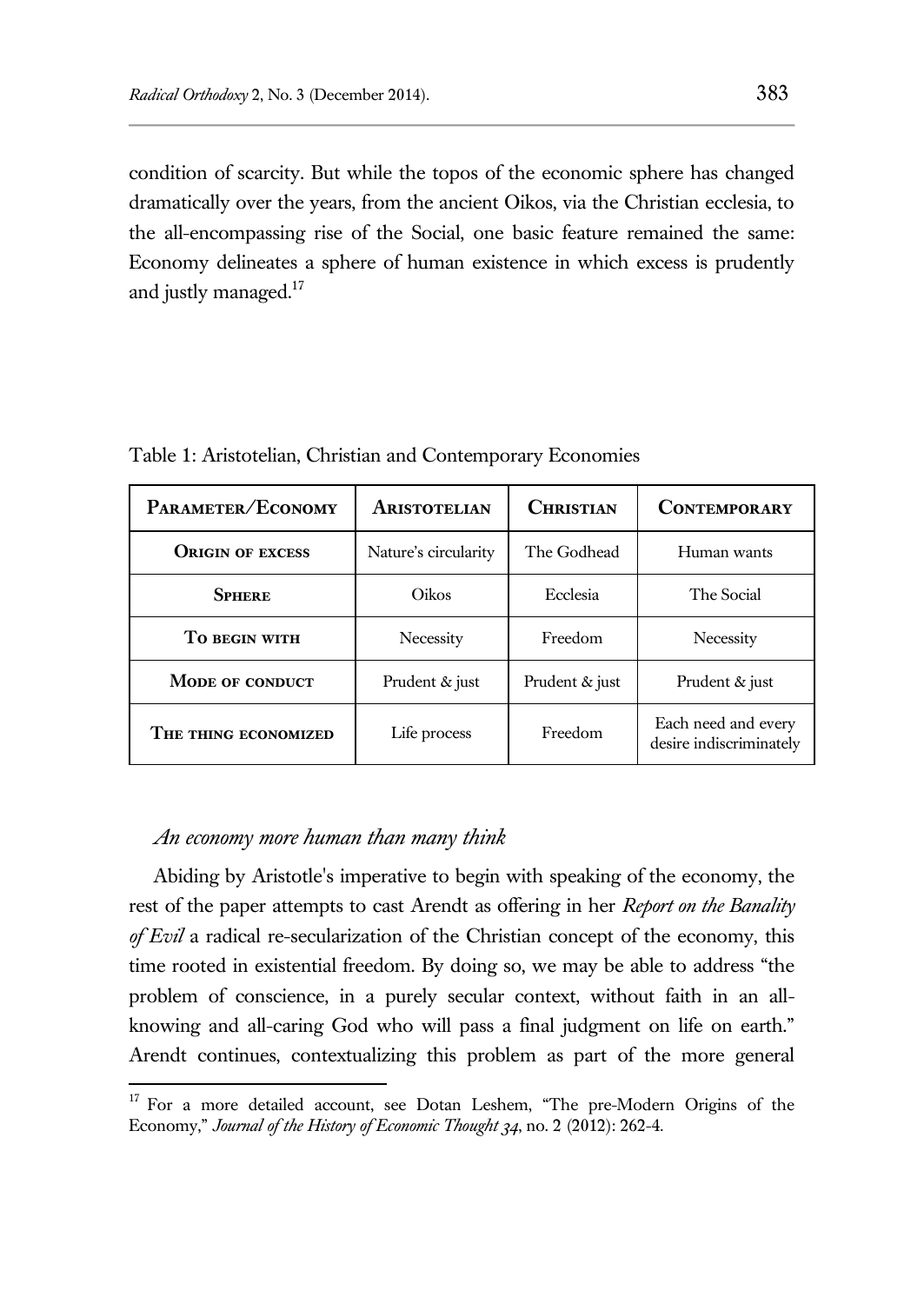condition of scarcity. But while the topos of the economic sphere has changed dramatically over the years, from the ancient Oikos, via the Christian ecclesia, to the all-encompassing rise of the Social, one basic feature remained the same: Economy delineates a sphere of human existence in which excess is prudently and justly managed.[17]

Table 1: Aristotelian, Christian and Contemporary Economies

| Parameter/Economy | Aristotelian | Christian | Contemporary |
|---|---|---|---|
| **Origin of excess** | Nature's circularity | The Godhead | Human wants |
| **Sphere** | Oikos | Ecclesia | The Social |
| **To begin with** | Necessity | Freedom | Necessity |
| **Mode of conduct** | Prudent & just | Prudent & just | Prudent & just |
| **The thing economized** | Life process | Freedom | Each need and every desire indiscriminately |

### *An economy more human than many think*

Abiding by Aristotle's imperative to begin with speaking of the economy, the rest of the paper attempts to cast Arendt as offering in her *Report on the Banality of Evil* a radical re-secularization of the Christian concept of the economy, this time rooted in existential freedom. By doing so, we may be able to address "the problem of conscience, in a purely secular context, without faith in an all-knowing and all-caring God who will pass a final judgment on life on earth." Arendt continues, contextualizing this problem as part of the more general

[17] For a more detailed account, see Dotan Leshem, "The pre-Modern Origins of the Economy," *Journal of the History of Economic Thought 34*, no. 2 (2012): 262-4.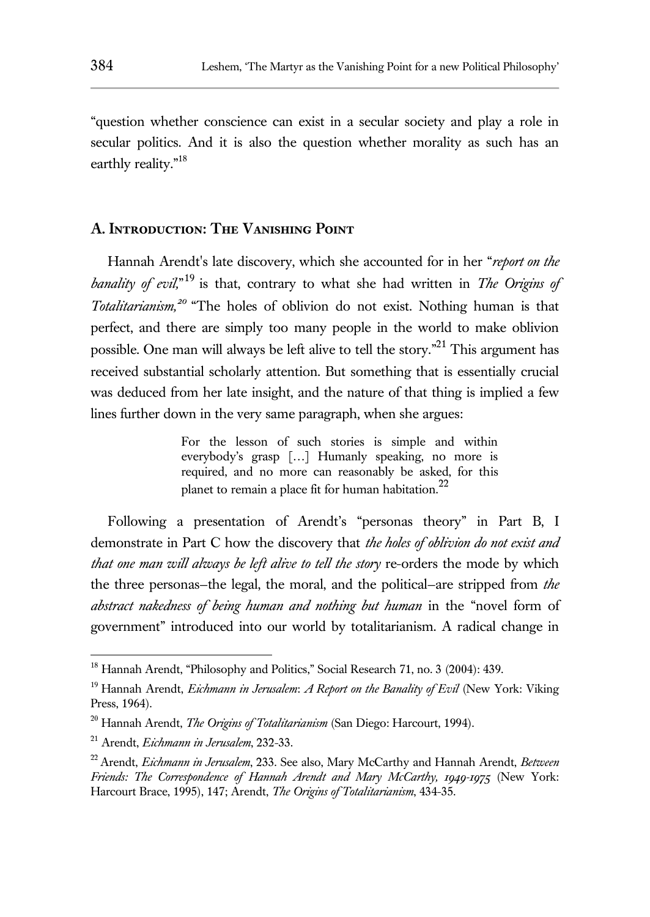"question whether conscience can exist in a secular society and play a role in secular politics. And it is also the question whether morality as such has an earthly reality."[18]

## A. Introduction: The Vanishing Point

Hannah Arendt's late discovery, which she accounted for in her "*report on the banality of evil,*"[19] is that, contrary to what she had written in *The Origins of Totalitarianism,*[20] "The holes of oblivion do not exist. Nothing human is that perfect, and there are simply too many people in the world to make oblivion possible. One man will always be left alive to tell the story."[21] This argument has received substantial scholarly attention. But something that is essentially crucial was deduced from her late insight, and the nature of that thing is implied a few lines further down in the very same paragraph, when she argues:

> For the lesson of such stories is simple and within everybody's grasp […] Humanly speaking, no more is required, and no more can reasonably be asked, for this planet to remain a place fit for human habitation.[22]

Following a presentation of Arendt's "personas theory" in Part B, I demonstrate in Part C how the discovery that *the holes of oblivion do not exist and that one man will always be left alive to tell the story* re-orders the mode by which the three personas–the legal, the moral, and the political–are stripped from *the abstract nakedness of being human and nothing but human* in the "novel form of government" introduced into our world by totalitarianism. A radical change in

---

[18] Hannah Arendt, "Philosophy and Politics," Social Research 71, no. 3 (2004): 439.

[19] Hannah Arendt, *Eichmann in Jerusalem*: *A Report on the Banality of Evil* (New York: Viking Press, 1964).

[20] Hannah Arendt, *The Origins of Totalitarianism* (San Diego: Harcourt, 1994).

[21] Arendt, *Eichmann in Jerusalem*, 232-33.

[22] Arendt, *Eichmann in Jerusalem*, 233. See also, Mary McCarthy and Hannah Arendt, *Between Friends: The Correspondence of Hannah Arendt and Mary McCarthy, 1949-1975* (New York: Harcourt Brace, 1995), 147; Arendt, *The Origins of Totalitarianism*, 434-35.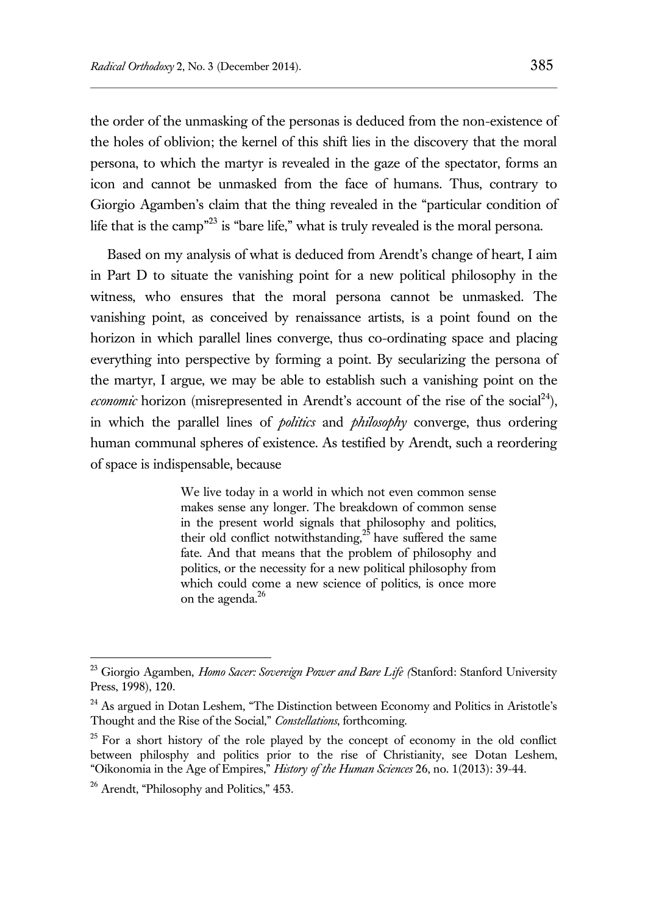the order of the unmasking of the personas is deduced from the non-existence of the holes of oblivion; the kernel of this shift lies in the discovery that the moral persona, to which the martyr is revealed in the gaze of the spectator, forms an icon and cannot be unmasked from the face of humans. Thus, contrary to Giorgio Agamben's claim that the thing revealed in the "particular condition of life that is the camp"[23] is "bare life," what is truly revealed is the moral persona.

Based on my analysis of what is deduced from Arendt's change of heart, I aim in Part D to situate the vanishing point for a new political philosophy in the witness, who ensures that the moral persona cannot be unmasked. The vanishing point, as conceived by renaissance artists, is a point found on the horizon in which parallel lines converge, thus co-ordinating space and placing everything into perspective by forming a point. By secularizing the persona of the martyr, I argue, we may be able to establish such a vanishing point on the *economic* horizon (misrepresented in Arendt's account of the rise of the social[24]), in which the parallel lines of *politics* and *philosophy* converge, thus ordering human communal spheres of existence. As testified by Arendt, such a reordering of space is indispensable, because

> We live today in a world in which not even common sense makes sense any longer. The breakdown of common sense in the present world signals that philosophy and politics, their old conflict notwithstanding,[25] have suffered the same fate. And that means that the problem of philosophy and politics, or the necessity for a new political philosophy from which could come a new science of politics, is once more on the agenda.[26]

---

[23] Giorgio Agamben, *Homo Sacer: Sovereign Power and Bare Life (*Stanford: Stanford University Press, 1998), 120.

[24] As argued in Dotan Leshem, "The Distinction between Economy and Politics in Aristotle's Thought and the Rise of the Social," *Constellations*, forthcoming.

[25] For a short history of the role played by the concept of economy in the old conflict between philosphy and politics prior to the rise of Christianity, see Dotan Leshem, "Oikonomia in the Age of Empires," *History of the Human Sciences* 26, no. 1(2013): 39-44.

[26] Arendt, "Philosophy and Politics," 453.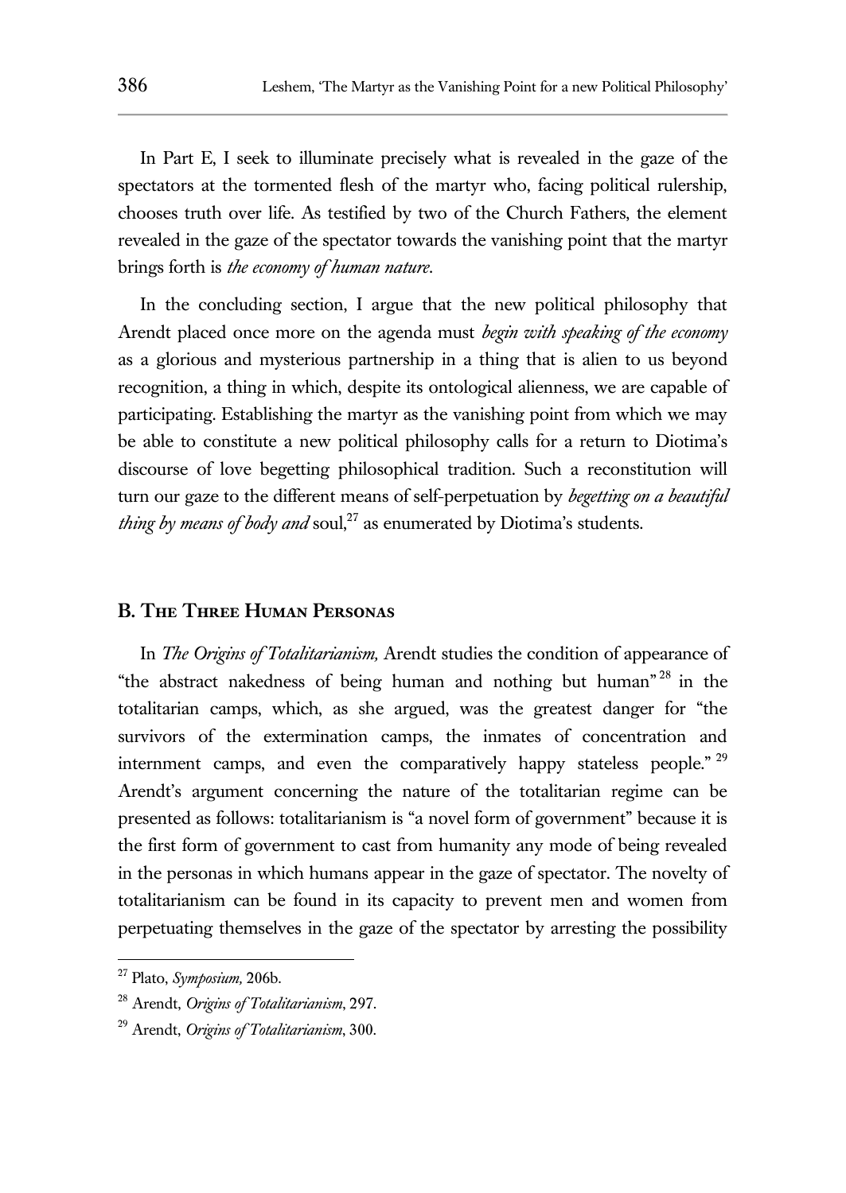In Part E, I seek to illuminate precisely what is revealed in the gaze of the spectators at the tormented flesh of the martyr who, facing political rulership, chooses truth over life. As testified by two of the Church Fathers, the element revealed in the gaze of the spectator towards the vanishing point that the martyr brings forth is *the economy of human nature*.

In the concluding section, I argue that the new political philosophy that Arendt placed once more on the agenda must *begin with speaking of the economy* as a glorious and mysterious partnership in a thing that is alien to us beyond recognition, a thing in which, despite its ontological alienness, we are capable of participating. Establishing the martyr as the vanishing point from which we may be able to constitute a new political philosophy calls for a return to Diotima's discourse of love begetting philosophical tradition. Such a reconstitution will turn our gaze to the different means of self-perpetuation by *begetting on a beautiful thing by means of body and* soul,[27] as enumerated by Diotima's students.

## B. The Three Human Personas

In *The Origins of Totalitarianism,* Arendt studies the condition of appearance of "the abstract nakedness of being human and nothing but human"[28] in the totalitarian camps, which, as she argued, was the greatest danger for "the survivors of the extermination camps, the inmates of concentration and internment camps, and even the comparatively happy stateless people."[29] Arendt's argument concerning the nature of the totalitarian regime can be presented as follows: totalitarianism is "a novel form of government" because it is the first form of government to cast from humanity any mode of being revealed in the personas in which humans appear in the gaze of spectator. The novelty of totalitarianism can be found in its capacity to prevent men and women from perpetuating themselves in the gaze of the spectator by arresting the possibility

---

[27] Plato, *Symposium,* 206b.

[28] Arendt, *Origins of Totalitarianism*, 297.

[29] Arendt, *Origins of Totalitarianism*, 300.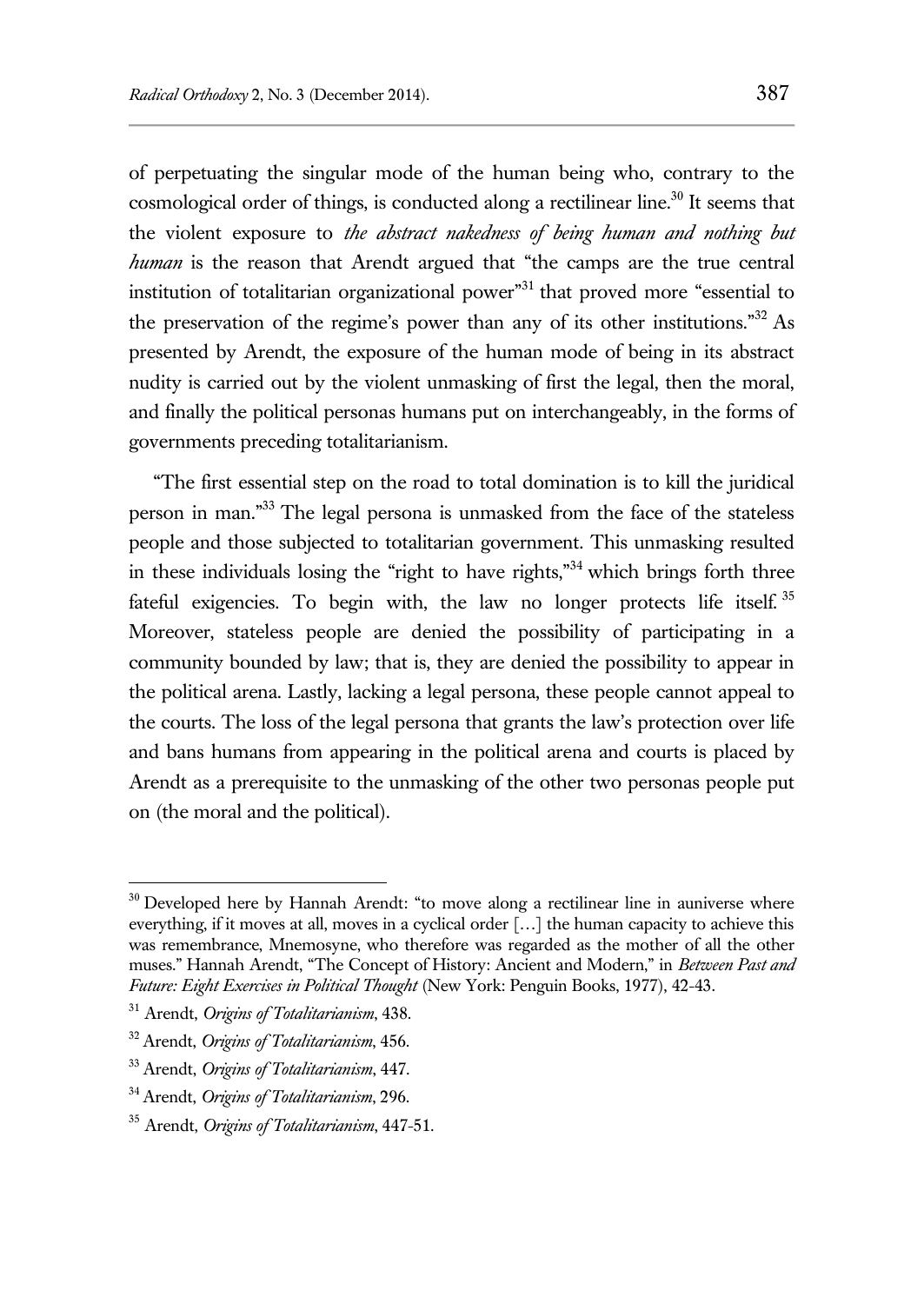of perpetuating the singular mode of the human being who, contrary to the cosmological order of things, is conducted along a rectilinear line.[30] It seems that the violent exposure to *the abstract nakedness of being human and nothing but human* is the reason that Arendt argued that "the camps are the true central institution of totalitarian organizational power"[31] that proved more "essential to the preservation of the regime's power than any of its other institutions."[32] As presented by Arendt, the exposure of the human mode of being in its abstract nudity is carried out by the violent unmasking of first the legal, then the moral, and finally the political personas humans put on interchangeably, in the forms of governments preceding totalitarianism.

"The first essential step on the road to total domination is to kill the juridical person in man."[33] The legal persona is unmasked from the face of the stateless people and those subjected to totalitarian government. This unmasking resulted in these individuals losing the "right to have rights,"[34] which brings forth three fateful exigencies. To begin with, the law no longer protects life itself.[35] Moreover, stateless people are denied the possibility of participating in a community bounded by law; that is, they are denied the possibility to appear in the political arena. Lastly, lacking a legal persona, these people cannot appeal to the courts. The loss of the legal persona that grants the law's protection over life and bans humans from appearing in the political arena and courts is placed by Arendt as a prerequisite to the unmasking of the other two personas people put on (the moral and the political).

---

[30] Developed here by Hannah Arendt: "to move along a rectilinear line in auniverse where everything, if it moves at all, moves in a cyclical order […] the human capacity to achieve this was remembrance, Mnemosyne, who therefore was regarded as the mother of all the other muses." Hannah Arendt, "The Concept of History: Ancient and Modern," in *Between Past and Future: Eight Exercises in Political Thought* (New York: Penguin Books, 1977), 42-43.

[31] Arendt, *Origins of Totalitarianism*, 438.

[32] Arendt, *Origins of Totalitarianism*, 456.

[33] Arendt, *Origins of Totalitarianism*, 447.

[34] Arendt, *Origins of Totalitarianism*, 296.

[35] Arendt, *Origins of Totalitarianism*, 447-51.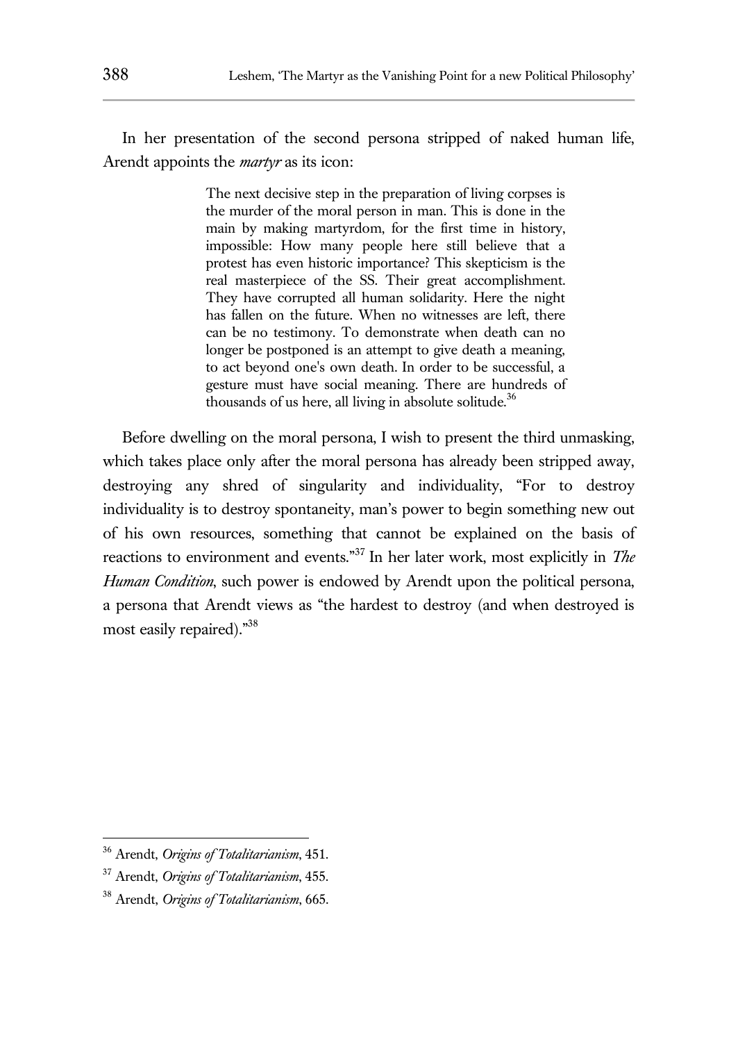In her presentation of the second persona stripped of naked human life, Arendt appoints the *martyr* as its icon:

> The next decisive step in the preparation of living corpses is the murder of the moral person in man. This is done in the main by making martyrdom, for the first time in history, impossible: How many people here still believe that a protest has even historic importance? This skepticism is the real masterpiece of the SS. Their great accomplishment. They have corrupted all human solidarity. Here the night has fallen on the future. When no witnesses are left, there can be no testimony. To demonstrate when death can no longer be postponed is an attempt to give death a meaning, to act beyond one's own death. In order to be successful, a gesture must have social meaning. There are hundreds of thousands of us here, all living in absolute solitude.[36]

Before dwelling on the moral persona, I wish to present the third unmasking, which takes place only after the moral persona has already been stripped away, destroying any shred of singularity and individuality, "For to destroy individuality is to destroy spontaneity, man's power to begin something new out of his own resources, something that cannot be explained on the basis of reactions to environment and events."[37] In her later work, most explicitly in *The Human Condition*, such power is endowed by Arendt upon the political persona, a persona that Arendt views as "the hardest to destroy (and when destroyed is most easily repaired)."[38]

---

[36] Arendt, *Origins of Totalitarianism*, 451.

[37] Arendt, *Origins of Totalitarianism*, 455.

[38] Arendt, *Origins of Totalitarianism*, 665.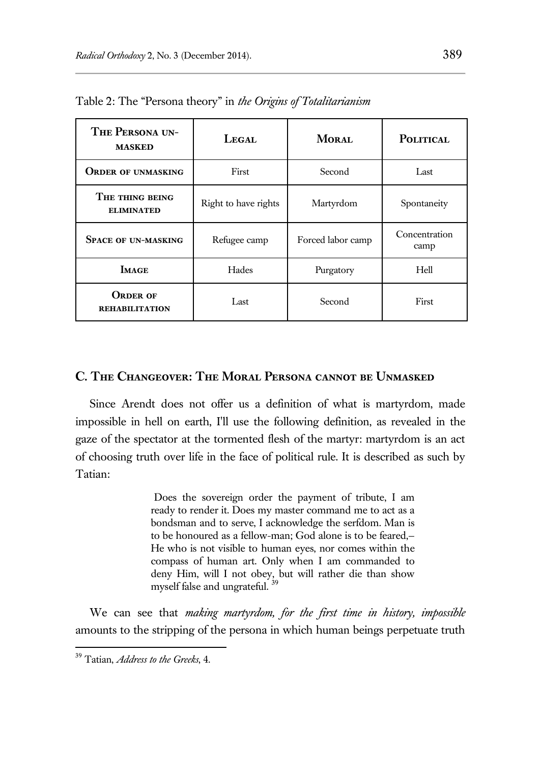Table 2: The "Persona theory" in *the Origins of Totalitarianism*

| The Persona un-masked | Legal | Moral | Political |
| --- | --- | --- | --- |
| Order of unmasking | First | Second | Last |
| The thing being eliminated | Right to have rights | Martyrdom | Spontaneity |
| Space of un-masking | Refugee camp | Forced labor camp | Concentration camp |
| Image | Hades | Purgatory | Hell |
| Order of rehabilitation | Last | Second | First |

## C. The Changeover: The Moral Persona cannot be Unmasked

Since Arendt does not offer us a definition of what is martyrdom, made impossible in hell on earth, I'll use the following definition, as revealed in the gaze of the spectator at the tormented flesh of the martyr: martyrdom is an act of choosing truth over life in the face of political rule. It is described as such by Tatian:

> Does the sovereign order the payment of tribute, I am ready to render it. Does my master command me to act as a bondsman and to serve, I acknowledge the serfdom. Man is to be honoured as a fellow-man; God alone is to be feared,– He who is not visible to human eyes, nor comes within the compass of human art. Only when I am commanded to deny Him, will I not obey, but will rather die than show myself false and ungrateful. [39]

We can see that *making martyrdom, for the first time in history, impossible* amounts to the stripping of the persona in which human beings perpetuate truth

[39] Tatian, *Address to the Greeks*, 4.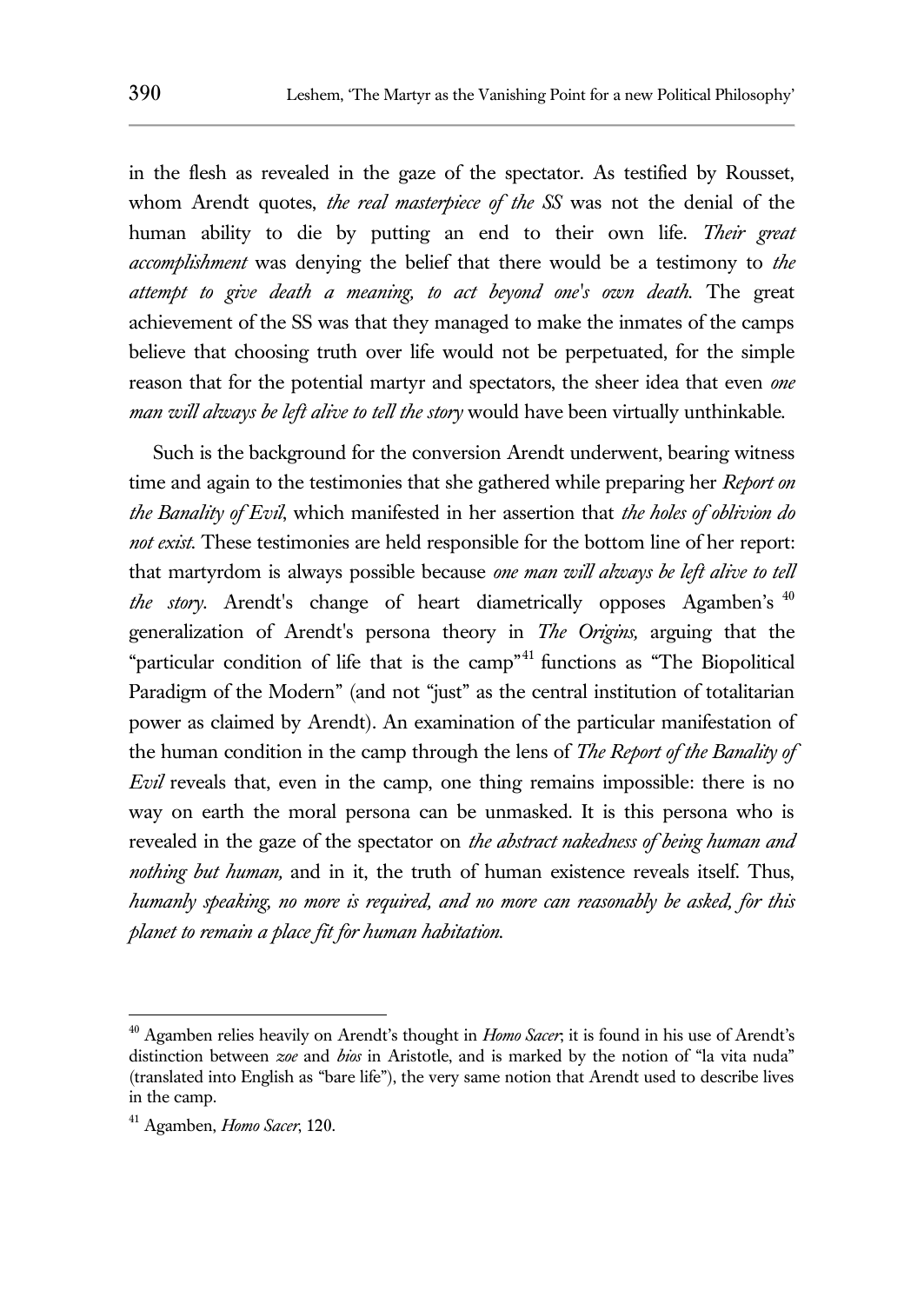in the flesh as revealed in the gaze of the spectator. As testified by Rousset, whom Arendt quotes, *the real masterpiece of the SS* was not the denial of the human ability to die by putting an end to their own life. *Their great accomplishment* was denying the belief that there would be a testimony to *the attempt to give death a meaning, to act beyond one's own death.* The great achievement of the SS was that they managed to make the inmates of the camps believe that choosing truth over life would not be perpetuated, for the simple reason that for the potential martyr and spectators, the sheer idea that even *one man will always be left alive to tell the story* would have been virtually unthinkable.

Such is the background for the conversion Arendt underwent, bearing witness time and again to the testimonies that she gathered while preparing her *Report on the Banality of Evil*, which manifested in her assertion that *the holes of oblivion do not exist.* These testimonies are held responsible for the bottom line of her report: that martyrdom is always possible because *one man will always be left alive to tell the story.* Arendt's change of heart diametrically opposes Agamben's [40] generalization of Arendt's persona theory in *The Origins,* arguing that the "particular condition of life that is the camp"[41] functions as "The Biopolitical Paradigm of the Modern" (and not "just" as the central institution of totalitarian power as claimed by Arendt). An examination of the particular manifestation of the human condition in the camp through the lens of *The Report of the Banality of Evil* reveals that, even in the camp, one thing remains impossible: there is no way on earth the moral persona can be unmasked. It is this persona who is revealed in the gaze of the spectator on *the abstract nakedness of being human and nothing but human,* and in it, the truth of human existence reveals itself. Thus, *humanly speaking, no more is required, and no more can reasonably be asked, for this planet to remain a place fit for human habitation.*

---

[40] Agamben relies heavily on Arendt's thought in *Homo Sacer*; it is found in his use of Arendt's distinction between *zoe* and *bios* in Aristotle, and is marked by the notion of "la vita nuda" (translated into English as "bare life"), the very same notion that Arendt used to describe lives in the camp.

[41] Agamben, *Homo Sacer*, 120.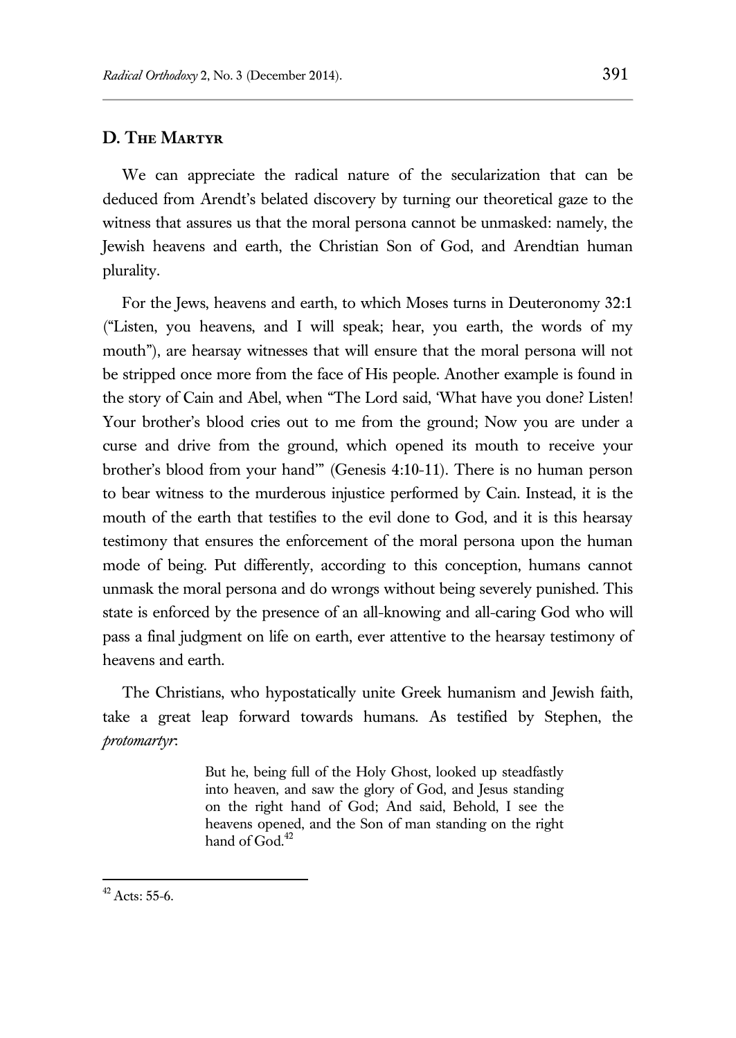## D. The Martyr

We can appreciate the radical nature of the secularization that can be deduced from Arendt's belated discovery by turning our theoretical gaze to the witness that assures us that the moral persona cannot be unmasked: namely, the Jewish heavens and earth, the Christian Son of God, and Arendtian human plurality.

For the Jews, heavens and earth, to which Moses turns in Deuteronomy 32:1 ("Listen, you heavens, and I will speak; hear, you earth, the words of my mouth"), are hearsay witnesses that will ensure that the moral persona will not be stripped once more from the face of His people. Another example is found in the story of Cain and Abel, when "The Lord said, 'What have you done? Listen! Your brother's blood cries out to me from the ground; Now you are under a curse and drive from the ground, which opened its mouth to receive your brother's blood from your hand'" (Genesis 4:10-11). There is no human person to bear witness to the murderous injustice performed by Cain. Instead, it is the mouth of the earth that testifies to the evil done to God, and it is this hearsay testimony that ensures the enforcement of the moral persona upon the human mode of being. Put differently, according to this conception, humans cannot unmask the moral persona and do wrongs without being severely punished. This state is enforced by the presence of an all-knowing and all-caring God who will pass a final judgment on life on earth, ever attentive to the hearsay testimony of heavens and earth.

The Christians, who hypostatically unite Greek humanism and Jewish faith, take a great leap forward towards humans. As testified by Stephen, the *protomartyr*:

> But he, being full of the Holy Ghost, looked up steadfastly into heaven, and saw the glory of God, and Jesus standing on the right hand of God; And said, Behold, I see the heavens opened, and the Son of man standing on the right hand of God.[42]

[42] Acts: 55-6.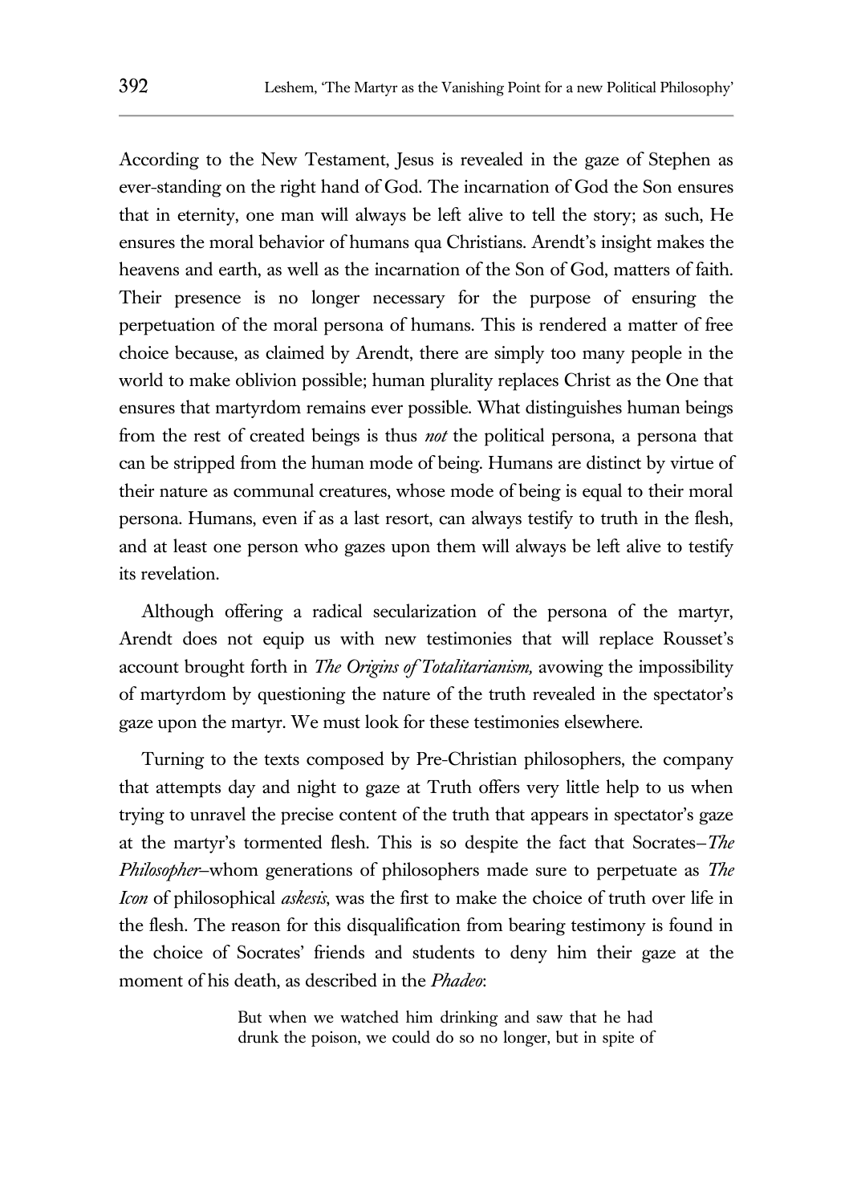According to the New Testament, Jesus is revealed in the gaze of Stephen as ever-standing on the right hand of God. The incarnation of God the Son ensures that in eternity, one man will always be left alive to tell the story; as such, He ensures the moral behavior of humans qua Christians. Arendt's insight makes the heavens and earth, as well as the incarnation of the Son of God, matters of faith. Their presence is no longer necessary for the purpose of ensuring the perpetuation of the moral persona of humans. This is rendered a matter of free choice because, as claimed by Arendt, there are simply too many people in the world to make oblivion possible; human plurality replaces Christ as the One that ensures that martyrdom remains ever possible. What distinguishes human beings from the rest of created beings is thus *not* the political persona, a persona that can be stripped from the human mode of being. Humans are distinct by virtue of their nature as communal creatures, whose mode of being is equal to their moral persona. Humans, even if as a last resort, can always testify to truth in the flesh, and at least one person who gazes upon them will always be left alive to testify its revelation.

Although offering a radical secularization of the persona of the martyr, Arendt does not equip us with new testimonies that will replace Rousset's account brought forth in *The Origins of Totalitarianism,* avowing the impossibility of martyrdom by questioning the nature of the truth revealed in the spectator's gaze upon the martyr. We must look for these testimonies elsewhere.

Turning to the texts composed by Pre-Christian philosophers, the company that attempts day and night to gaze at Truth offers very little help to us when trying to unravel the precise content of the truth that appears in spectator's gaze at the martyr's tormented flesh. This is so despite the fact that Socrates–*The Philosopher*–whom generations of philosophers made sure to perpetuate as *The Icon* of philosophical *askesis*, was the first to make the choice of truth over life in the flesh. The reason for this disqualification from bearing testimony is found in the choice of Socrates' friends and students to deny him their gaze at the moment of his death, as described in the *Phadeo*:

> But when we watched him drinking and saw that he had drunk the poison, we could do so no longer, but in spite of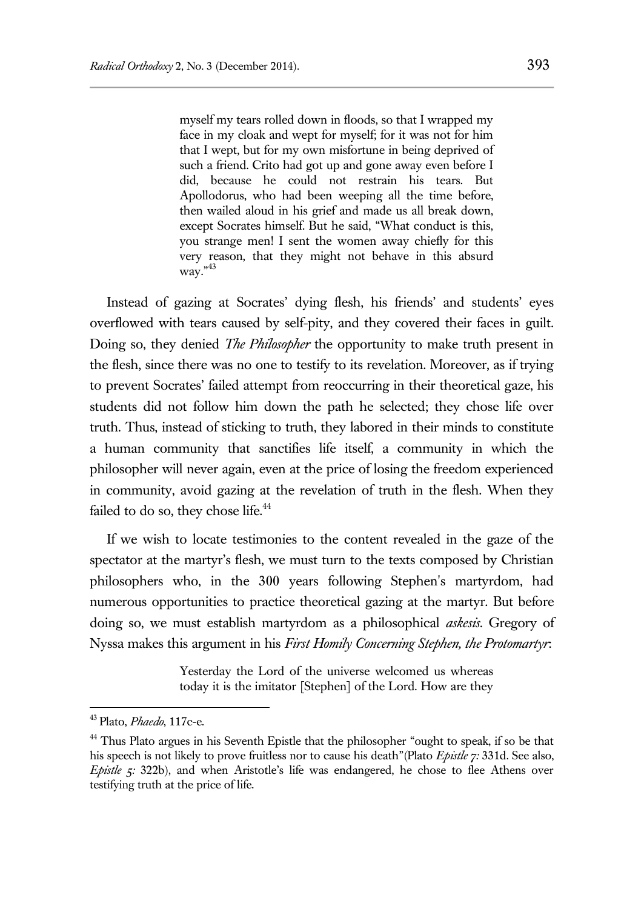> myself my tears rolled down in floods, so that I wrapped my face in my cloak and wept for myself; for it was not for him that I wept, but for my own misfortune in being deprived of such a friend. Crito had got up and gone away even before I did, because he could not restrain his tears. But Apollodorus, who had been weeping all the time before, then wailed aloud in his grief and made us all break down, except Socrates himself. But he said, "What conduct is this, you strange men! I sent the women away chiefly for this very reason, that they might not behave in this absurd way."[43]

Instead of gazing at Socrates' dying flesh, his friends' and students' eyes overflowed with tears caused by self-pity, and they covered their faces in guilt. Doing so, they denied *The Philosopher* the opportunity to make truth present in the flesh, since there was no one to testify to its revelation. Moreover, as if trying to prevent Socrates' failed attempt from reoccurring in their theoretical gaze, his students did not follow him down the path he selected; they chose life over truth. Thus, instead of sticking to truth, they labored in their minds to constitute a human community that sanctifies life itself, a community in which the philosopher will never again, even at the price of losing the freedom experienced in community, avoid gazing at the revelation of truth in the flesh. When they failed to do so, they chose life.[44]

If we wish to locate testimonies to the content revealed in the gaze of the spectator at the martyr's flesh, we must turn to the texts composed by Christian philosophers who, in the 300 years following Stephen's martyrdom, had numerous opportunities to practice theoretical gazing at the martyr. But before doing so, we must establish martyrdom as a philosophical *askesis*. Gregory of Nyssa makes this argument in his *First Homily Concerning Stephen, the Protomartyr*:

> Yesterday the Lord of the universe welcomed us whereas today it is the imitator [Stephen] of the Lord. How are they

---

[43] Plato, *Phaedo*, 117c-e.

[44] Thus Plato argues in his Seventh Epistle that the philosopher "ought to speak, if so be that his speech is not likely to prove fruitless nor to cause his death"(Plato *Epistle 7:* 331d. See also, *Epistle 5:* 322b), and when Aristotle's life was endangered, he chose to flee Athens over testifying truth at the price of life.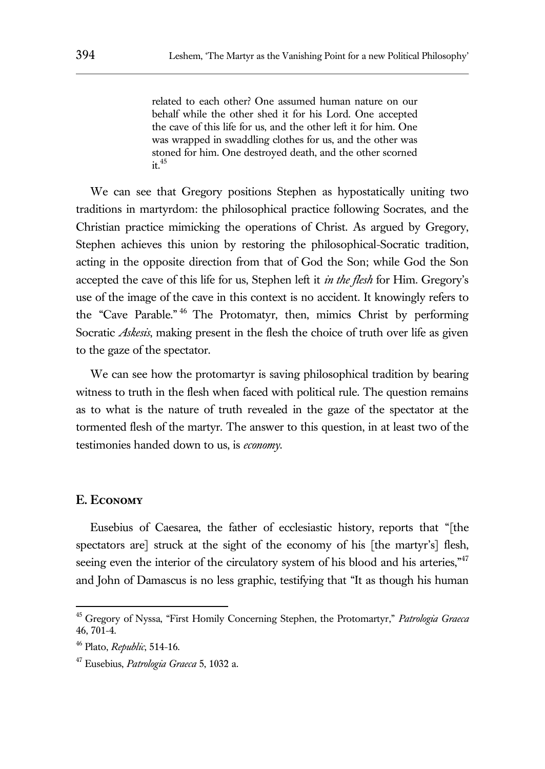> related to each other? One assumed human nature on our behalf while the other shed it for his Lord. One accepted the cave of this life for us, and the other left it for him. One was wrapped in swaddling clothes for us, and the other was stoned for him. One destroyed death, and the other scorned it.[45]

We can see that Gregory positions Stephen as hypostatically uniting two traditions in martyrdom: the philosophical practice following Socrates, and the Christian practice mimicking the operations of Christ. As argued by Gregory, Stephen achieves this union by restoring the philosophical-Socratic tradition, acting in the opposite direction from that of God the Son; while God the Son accepted the cave of this life for us, Stephen left it *in the flesh* for Him. Gregory's use of the image of the cave in this context is no accident. It knowingly refers to the "Cave Parable."[46] The Protomatyr, then, mimics Christ by performing Socratic *Askesis*, making present in the flesh the choice of truth over life as given to the gaze of the spectator.

We can see how the protomartyr is saving philosophical tradition by bearing witness to truth in the flesh when faced with political rule. The question remains as to what is the nature of truth revealed in the gaze of the spectator at the tormented flesh of the martyr. The answer to this question, in at least two of the testimonies handed down to us, is *economy*.

## E. Economy

Eusebius of Caesarea, the father of ecclesiastic history, reports that "[the spectators are] struck at the sight of the economy of his [the martyr's] flesh, seeing even the interior of the circulatory system of his blood and his arteries,"[47] and John of Damascus is no less graphic, testifying that "It as though his human

---

[45] Gregory of Nyssa, "First Homily Concerning Stephen, the Protomartyr," *Patrologia Graeca* 46, 701-4.

[46] Plato, *Republic*, 514-16.

[47] Eusebius, *Patrologia Graeca* 5, 1032 a.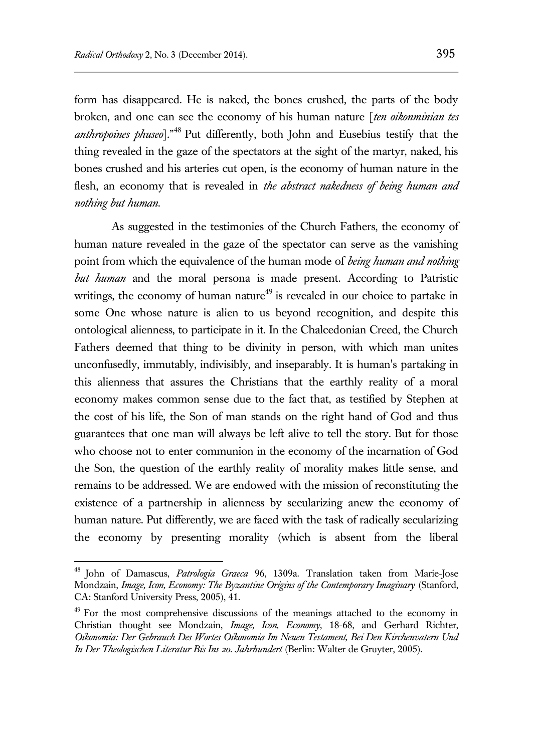form has disappeared. He is naked, the bones crushed, the parts of the body broken, and one can see the economy of his human nature [*ten oikonminian tes anthropoines phuseo*]."[48] Put differently, both John and Eusebius testify that the thing revealed in the gaze of the spectators at the sight of the martyr, naked, his bones crushed and his arteries cut open, is the economy of human nature in the flesh, an economy that is revealed in *the abstract nakedness of being human and nothing but human*.

As suggested in the testimonies of the Church Fathers, the economy of human nature revealed in the gaze of the spectator can serve as the vanishing point from which the equivalence of the human mode of *being human and nothing but human* and the moral persona is made present. According to Patristic writings, the economy of human nature[49] is revealed in our choice to partake in some One whose nature is alien to us beyond recognition, and despite this ontological alienness, to participate in it. In the Chalcedonian Creed, the Church Fathers deemed that thing to be divinity in person, with which man unites unconfusedly, immutably, indivisibly, and inseparably. It is human's partaking in this alienness that assures the Christians that the earthly reality of a moral economy makes common sense due to the fact that, as testified by Stephen at the cost of his life, the Son of man stands on the right hand of God and thus guarantees that one man will always be left alive to tell the story. But for those who choose not to enter communion in the economy of the incarnation of God the Son, the question of the earthly reality of morality makes little sense, and remains to be addressed. We are endowed with the mission of reconstituting the existence of a partnership in alienness by secularizing anew the economy of human nature. Put differently, we are faced with the task of radically secularizing the economy by presenting morality (which is absent from the liberal

---

[48] John of Damascus, *Patrologia Graeca* 96, 1309a. Translation taken from Marie-Jose Mondzain, *Image, Icon, Economy: The Byzantine Origins of the Contemporary Imaginary* (Stanford, CA: Stanford University Press, 2005), 41.

[49] For the most comprehensive discussions of the meanings attached to the economy in Christian thought see Mondzain, *Image, Icon, Economy*, 18-68, and Gerhard Richter, *Oikonomia: Der Gebrauch Des Wortes Oikonomia Im Neuen Testament, Bei Den Kirchenvatern Und In Der Theologischen Literatur Bis Ins 20. Jahrhundert* (Berlin: Walter de Gruyter, 2005).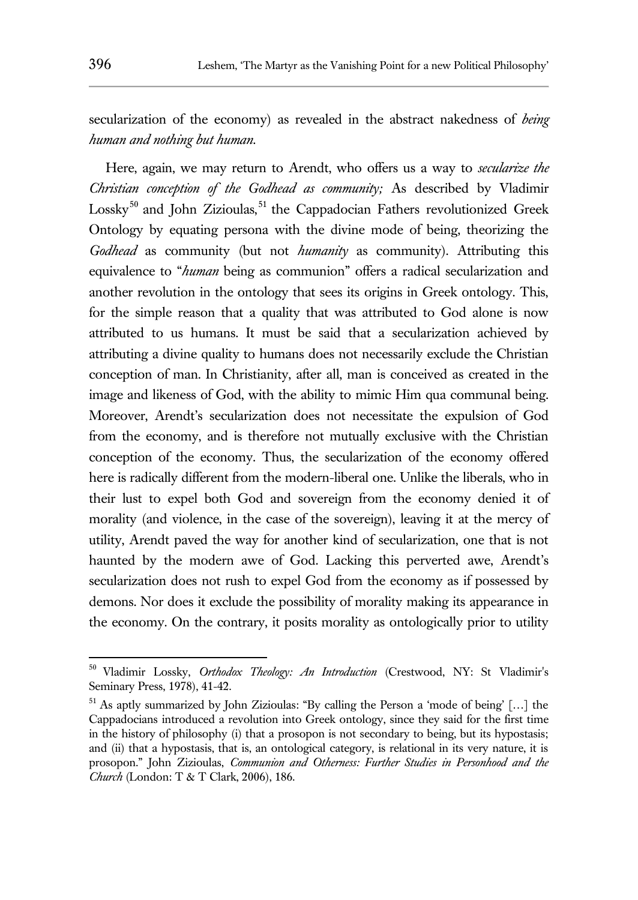secularization of the economy) as revealed in the abstract nakedness of *being human and nothing but human*.

Here, again, we may return to Arendt, who offers us a way to *secularize the Christian conception of the Godhead as community;* As described by Vladimir Lossky[50] and John Zizioulas,[51] the Cappadocian Fathers revolutionized Greek Ontology by equating persona with the divine mode of being, theorizing the *Godhead* as community (but not *humanity* as community). Attributing this equivalence to "*human* being as communion" offers a radical secularization and another revolution in the ontology that sees its origins in Greek ontology. This, for the simple reason that a quality that was attributed to God alone is now attributed to us humans. It must be said that a secularization achieved by attributing a divine quality to humans does not necessarily exclude the Christian conception of man. In Christianity, after all, man is conceived as created in the image and likeness of God, with the ability to mimic Him qua communal being. Moreover, Arendt's secularization does not necessitate the expulsion of God from the economy, and is therefore not mutually exclusive with the Christian conception of the economy. Thus, the secularization of the economy offered here is radically different from the modern-liberal one. Unlike the liberals, who in their lust to expel both God and sovereign from the economy denied it of morality (and violence, in the case of the sovereign), leaving it at the mercy of utility, Arendt paved the way for another kind of secularization, one that is not haunted by the modern awe of God. Lacking this perverted awe, Arendt's secularization does not rush to expel God from the economy as if possessed by demons. Nor does it exclude the possibility of morality making its appearance in the economy. On the contrary, it posits morality as ontologically prior to utility

---

[50] Vladimir Lossky, *Orthodox Theology: An Introduction* (Crestwood, NY: St Vladimir's Seminary Press, 1978), 41-42.

[51] As aptly summarized by John Zizioulas: "By calling the Person a 'mode of being' […] the Cappadocians introduced a revolution into Greek ontology, since they said for the first time in the history of philosophy (i) that a prosopon is not secondary to being, but its hypostasis; and (ii) that a hypostasis, that is, an ontological category, is relational in its very nature, it is prosopon." John Zizioulas, *Communion and Otherness: Further Studies in Personhood and the Church* (London: T & T Clark, 2006), 186.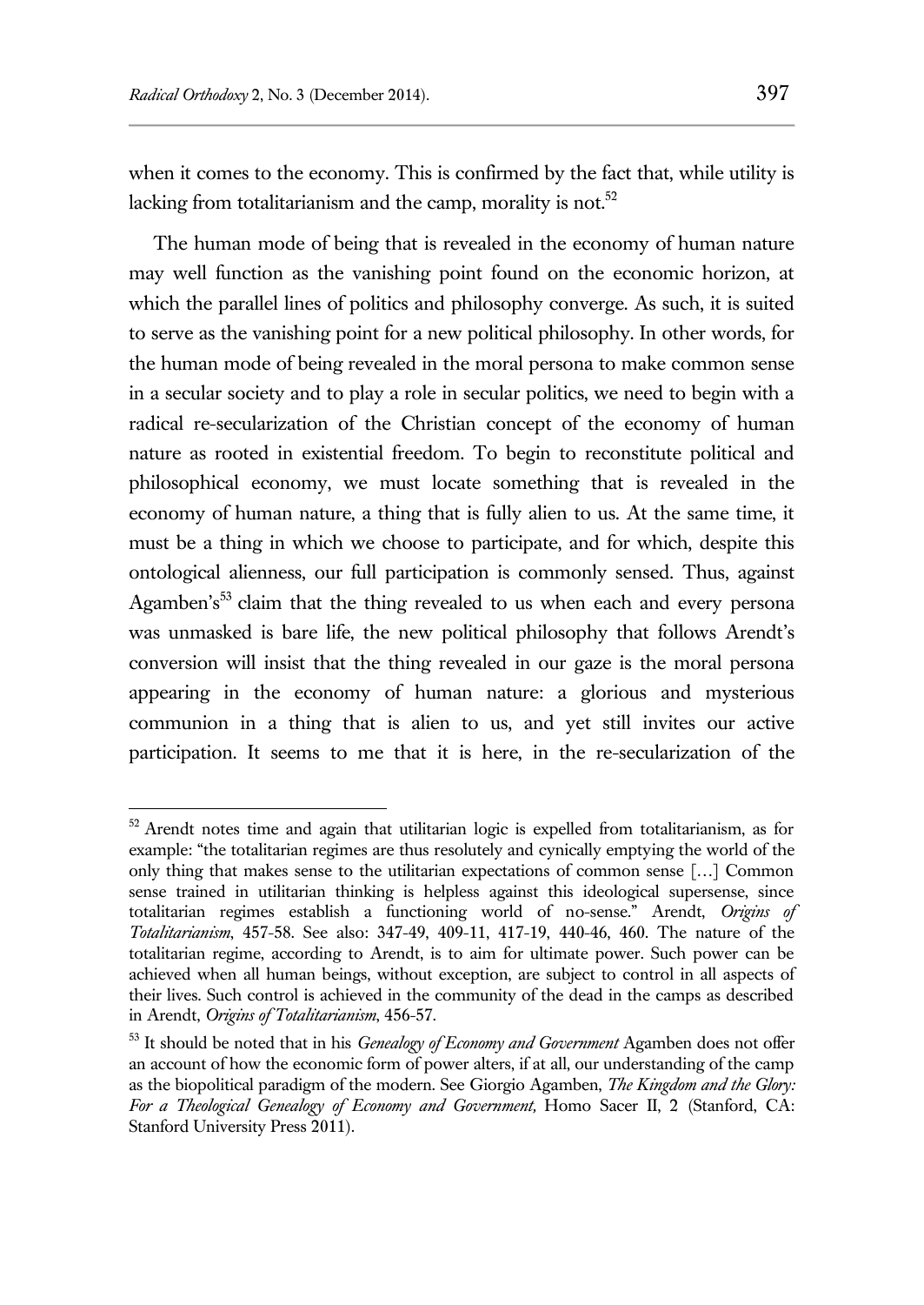when it comes to the economy. This is confirmed by the fact that, while utility is lacking from totalitarianism and the camp, morality is not.[52]

The human mode of being that is revealed in the economy of human nature may well function as the vanishing point found on the economic horizon, at which the parallel lines of politics and philosophy converge. As such, it is suited to serve as the vanishing point for a new political philosophy. In other words, for the human mode of being revealed in the moral persona to make common sense in a secular society and to play a role in secular politics, we need to begin with a radical re-secularization of the Christian concept of the economy of human nature as rooted in existential freedom. To begin to reconstitute political and philosophical economy, we must locate something that is revealed in the economy of human nature, a thing that is fully alien to us. At the same time, it must be a thing in which we choose to participate, and for which, despite this ontological alienness, our full participation is commonly sensed. Thus, against Agamben's[53] claim that the thing revealed to us when each and every persona was unmasked is bare life, the new political philosophy that follows Arendt's conversion will insist that the thing revealed in our gaze is the moral persona appearing in the economy of human nature: a glorious and mysterious communion in a thing that is alien to us, and yet still invites our active participation. It seems to me that it is here, in the re-secularization of the

---

[52] Arendt notes time and again that utilitarian logic is expelled from totalitarianism, as for example: "the totalitarian regimes are thus resolutely and cynically emptying the world of the only thing that makes sense to the utilitarian expectations of common sense […] Common sense trained in utilitarian thinking is helpless against this ideological supersense, since totalitarian regimes establish a functioning world of no-sense." Arendt, *Origins of Totalitarianism*, 457-58. See also: 347-49, 409-11, 417-19, 440-46, 460. The nature of the totalitarian regime, according to Arendt, is to aim for ultimate power. Such power can be achieved when all human beings, without exception, are subject to control in all aspects of their lives. Such control is achieved in the community of the dead in the camps as described in Arendt, *Origins of Totalitarianism*, 456-57.

[53] It should be noted that in his *Genealogy of Economy and Government* Agamben does not offer an account of how the economic form of power alters, if at all, our understanding of the camp as the biopolitical paradigm of the modern. See Giorgio Agamben, *The Kingdom and the Glory: For a Theological Genealogy of Economy and Government,* Homo Sacer II, 2 (Stanford, CA: Stanford University Press 2011).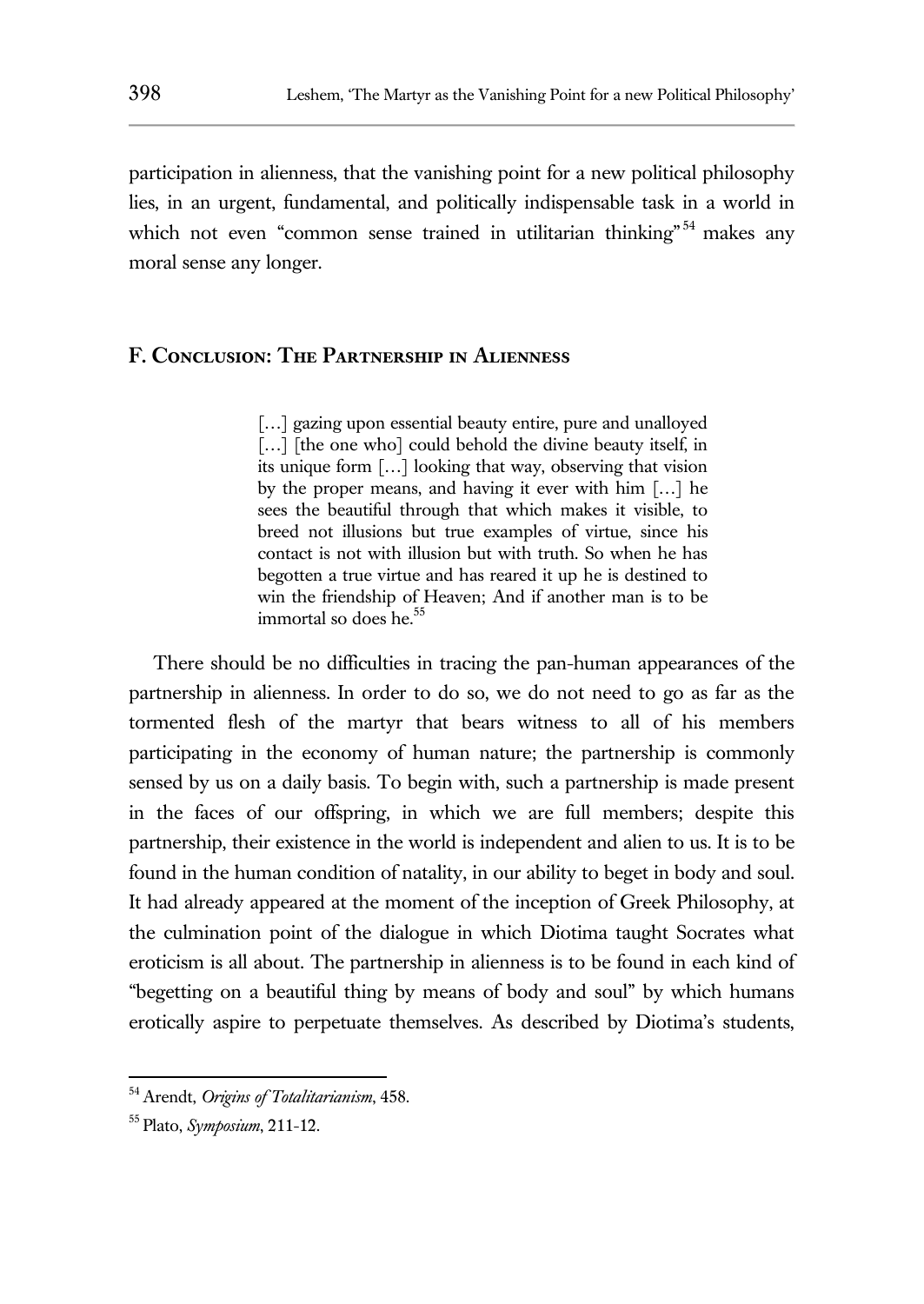participation in alienness, that the vanishing point for a new political philosophy lies, in an urgent, fundamental, and politically indispensable task in a world in which not even "common sense trained in utilitarian thinking"[54] makes any moral sense any longer.

## F. Conclusion: The Partnership in Alienness

> […] gazing upon essential beauty entire, pure and unalloyed […] [the one who] could behold the divine beauty itself, in its unique form […] looking that way, observing that vision by the proper means, and having it ever with him […] he sees the beautiful through that which makes it visible, to breed not illusions but true examples of virtue, since his contact is not with illusion but with truth. So when he has begotten a true virtue and has reared it up he is destined to win the friendship of Heaven; And if another man is to be immortal so does he.[55]

There should be no difficulties in tracing the pan-human appearances of the partnership in alienness. In order to do so, we do not need to go as far as the tormented flesh of the martyr that bears witness to all of his members participating in the economy of human nature; the partnership is commonly sensed by us on a daily basis. To begin with, such a partnership is made present in the faces of our offspring, in which we are full members; despite this partnership, their existence in the world is independent and alien to us. It is to be found in the human condition of natality, in our ability to beget in body and soul. It had already appeared at the moment of the inception of Greek Philosophy, at the culmination point of the dialogue in which Diotima taught Socrates what eroticism is all about. The partnership in alienness is to be found in each kind of "begetting on a beautiful thing by means of body and soul" by which humans erotically aspire to perpetuate themselves. As described by Diotima's students,

---

[54] Arendt, *Origins of Totalitarianism*, 458.

[55] Plato, *Symposium*, 211-12.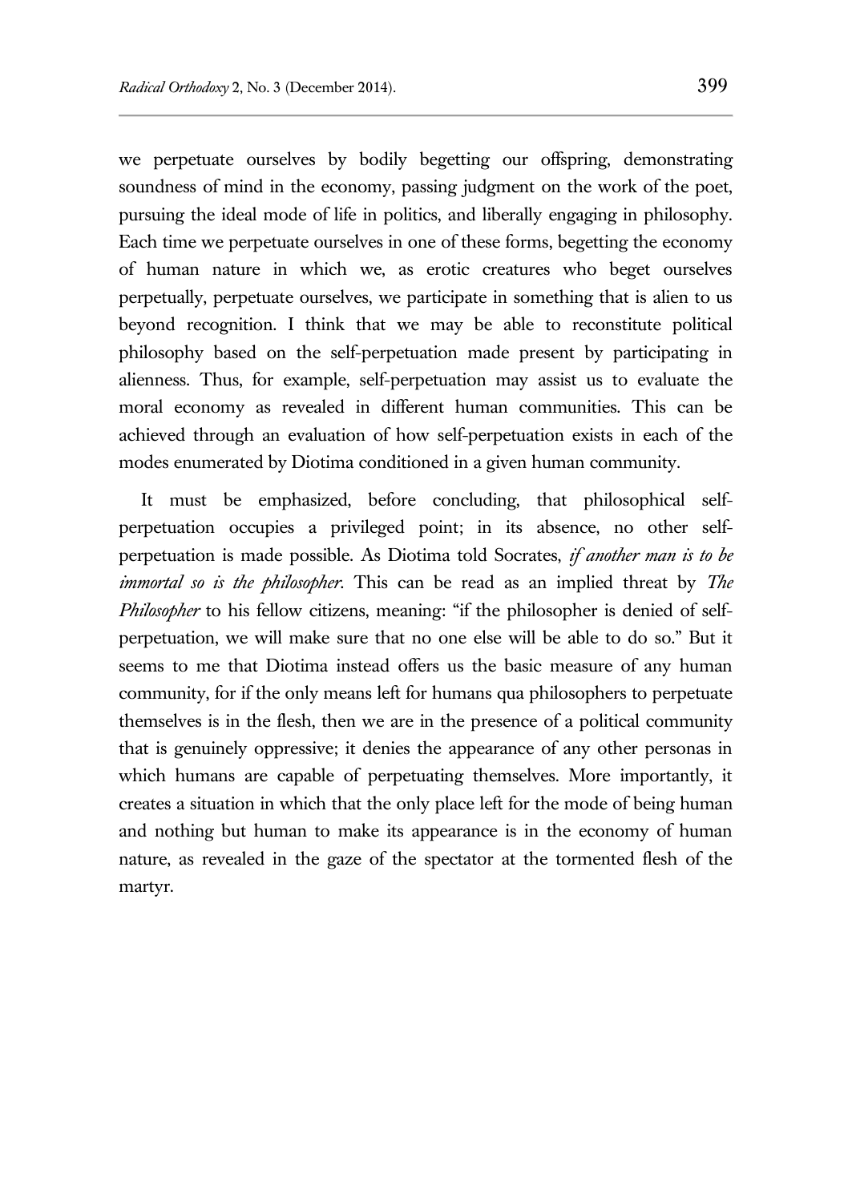we perpetuate ourselves by bodily begetting our offspring, demonstrating soundness of mind in the economy, passing judgment on the work of the poet, pursuing the ideal mode of life in politics, and liberally engaging in philosophy. Each time we perpetuate ourselves in one of these forms, begetting the economy of human nature in which we, as erotic creatures who beget ourselves perpetually, perpetuate ourselves, we participate in something that is alien to us beyond recognition. I think that we may be able to reconstitute political philosophy based on the self-perpetuation made present by participating in alienness. Thus, for example, self-perpetuation may assist us to evaluate the moral economy as revealed in different human communities. This can be achieved through an evaluation of how self-perpetuation exists in each of the modes enumerated by Diotima conditioned in a given human community.

It must be emphasized, before concluding, that philosophical self-perpetuation occupies a privileged point; in its absence, no other self-perpetuation is made possible. As Diotima told Socrates, *if another man is to be immortal so is the philosopher*. This can be read as an implied threat by *The Philosopher* to his fellow citizens, meaning: "if the philosopher is denied of self-perpetuation, we will make sure that no one else will be able to do so." But it seems to me that Diotima instead offers us the basic measure of any human community, for if the only means left for humans qua philosophers to perpetuate themselves is in the flesh, then we are in the presence of a political community that is genuinely oppressive; it denies the appearance of any other personas in which humans are capable of perpetuating themselves. More importantly, it creates a situation in which that the only place left for the mode of being human and nothing but human to make its appearance is in the economy of human nature, as revealed in the gaze of the spectator at the tormented flesh of the martyr.